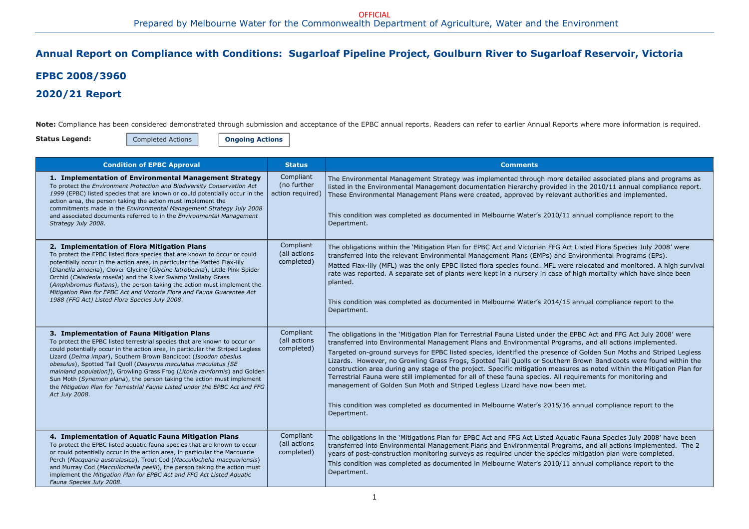OFFICIAL

Prepared by Melbourne Water for the Commonwealth Department of Agriculture, Water and the Environment

# Annual Report on Compliance with Conditions: Sugarloaf Pipeline Project, Goulburn River to Sugarloaf Reservoir, Victoria

## EPBC 2008/3960

## 2020/21 Report

**Note:** Compliance has been considered demonstrated through submission and acceptance of the EPBC annual reports. Readers can refer to earlier Annual Reports where more information is required.

**Status Legend:** Completed Actions | **Ongoing Actions**

| Condition of EPBC Approval | Status | Comments |
|---|---|---|
| **1. Implementation of Environmental Management Strategy**<br>To protect the *Environment Protection and Biodiversity Conservation Act 1999* (EPBC) listed species that are known or could potentially occur in the action area, the person taking the action must implement the commitments made in the *Environmental Management Strategy July 2008* and associated documents referred to in the *Environmental Management Strategy July 2008*. | Compliant (no further action required) | The Environmental Management Strategy was implemented through more detailed associated plans and programs as listed in the Environmental Management documentation hierarchy provided in the 2010/11 annual compliance report. These Environmental Management Plans were created, approved by relevant authorities and implemented.<br><br>This condition was completed as documented in Melbourne Water's 2010/11 annual compliance report to the Department. |
| **2. Implementation of Flora Mitigation Plans**<br>To protect the EPBC listed flora species that are known to occur or could potentially occur in the action area, in particular the Matted Flax-lily (*Dianella amoena*), Clover Glycine (*Glycine latrobeana*), Little Pink Spider Orchid (*Caladenia rosella*) and the River Swamp Wallaby Grass (*Amphibromus fluitans*), the person taking the action must implement the *Mitigation Plan for EPBC Act and Victoria Flora and Fauna Guarantee Act 1988 (FFG Act) Listed Flora Species July 2008*. | Compliant (all actions completed) | The obligations within the 'Mitigation Plan for EPBC Act and Victorian FFG Act Listed Flora Species July 2008' were transferred into the relevant Environmental Management Plans (EMPs) and Environmental Programs (EPs).<br>Matted Flax-lily (MFL) was the only EPBC listed flora species found. MFL were relocated and monitored. A high survival rate was reported. A separate set of plants were kept in a nursery in case of high mortality which have since been planted.<br><br>This condition was completed as documented in Melbourne Water's 2014/15 annual compliance report to the Department. |
| **3. Implementation of Fauna Mitigation Plans**<br>To protect the EPBC listed terrestrial species that are known to occur or could potentially occur in the action area, in particular the Striped Legless Lizard (*Delma impar*), Southern Brown Bandicoot (*Isoodon obesulus obesulus*), Spotted Tail Quoll (*Dasyurus maculatus maculatus [SE mainland population]*), Growling Grass Frog (*Litoria rainformis*) and Golden Sun Moth (*Synemon plana*), the person taking the action must implement the *Mitigation Plan for Terrestrial Fauna Listed under the EPBC Act and FFG Act July 2008*. | Compliant (all actions completed) | The obligations in the 'Mitigation Plan for Terrestrial Fauna Listed under the EPBC Act and FFG Act July 2008' were transferred into Environmental Management Plans and Environmental Programs, and all actions implemented.<br>Targeted on-ground surveys for EPBC listed species, identified the presence of Golden Sun Moths and Striped Legless Lizards. However, no Growling Grass Frogs, Spotted Tail Quolls or Southern Brown Bandicoots were found within the construction area during any stage of the project. Specific mitigation measures as noted within the Mitigation Plan for Terrestrial Fauna were still implemented for all of these fauna species. All requirements for monitoring and management of Golden Sun Moth and Striped Legless Lizard have now been met.<br><br>This condition was completed as documented in Melbourne Water's 2015/16 annual compliance report to the Department. |
| **4. Implementation of Aquatic Fauna Mitigation Plans**<br>To protect the EPBC listed aquatic fauna species that are known to occur or could potentially occur in the action area, in particular the Macquarie Perch (*Macquaria australasica*), Trout Cod (*Maccullochella macquariensis*) and Murray Cod (*Maccullochella peelii*), the person taking the action must implement the *Mitigation Plan for EPBC Act and FFG Act Listed Aquatic Fauna Species July 2008*. | Compliant (all actions completed) | The obligations in the 'Mitigations Plan for EPBC Act and FFG Act Listed Aquatic Fauna Species July 2008' have been transferred into Environmental Management Plans and Environmental Programs, and all actions implemented. The 2 years of post-construction monitoring surveys as required under the species mitigation plan were completed.<br>This condition was completed as documented in Melbourne Water's 2010/11 annual compliance report to the Department. |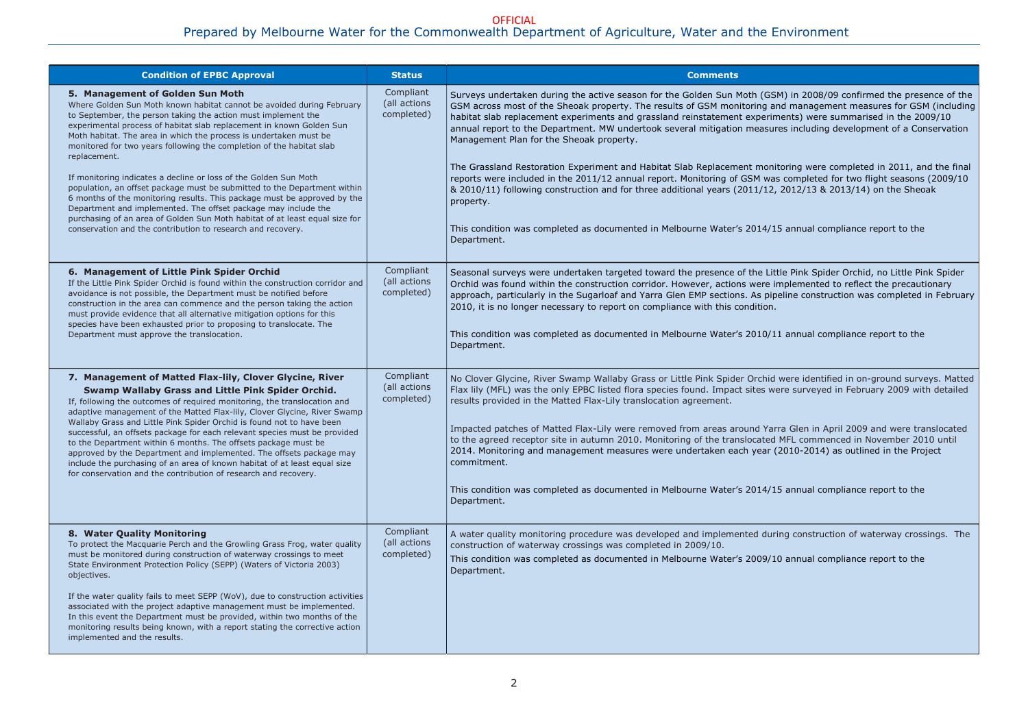| Condition of EPBC Approval | Status | Comments |
|---|---|---|
| **5. Management of Golden Sun Moth**<br>Where Golden Sun Moth known habitat cannot be avoided during February to September, the person taking the action must implement the experimental process of habitat slab replacement in known Golden Sun Moth habitat. The area in which the process is undertaken must be monitored for two years following the completion of the habitat slab replacement.<br><br>If monitoring indicates a decline or loss of the Golden Sun Moth population, an offset package must be submitted to the Department within 6 months of the monitoring results. This package must be approved by the Department and implemented. The offset package may include the purchasing of an area of Golden Sun Moth habitat of at least equal size for conservation and the contribution to research and recovery. | Compliant (all actions completed) | Surveys undertaken during the active season for the Golden Sun Moth (GSM) in 2008/09 confirmed the presence of the GSM across most of the Sheoak property. The results of GSM monitoring and management measures for GSM (including habitat slab replacement experiments and grassland reinstatement experiments) were summarised in the 2009/10 annual report to the Department. MW undertook several mitigation measures including development of a Conservation Management Plan for the Sheoak property.<br><br>The Grassland Restoration Experiment and Habitat Slab Replacement monitoring were completed in 2011, and the final reports were included in the 2011/12 annual report. Monitoring of GSM was completed for two flight seasons (2009/10 & 2010/11) following construction and for three additional years (2011/12, 2012/13 & 2013/14) on the Sheoak property.<br><br>This condition was completed as documented in Melbourne Water's 2014/15 annual compliance report to the Department. |
| **6. Management of Little Pink Spider Orchid**<br>If the Little Pink Spider Orchid is found within the construction corridor and avoidance is not possible, the Department must be notified before construction in the area can commence and the person taking the action must provide evidence that all alternative mitigation options for this species have been exhausted prior to proposing to translocate. The Department must approve the translocation. | Compliant (all actions completed) | Seasonal surveys were undertaken targeted toward the presence of the Little Pink Spider Orchid, no Little Pink Spider Orchid was found within the construction corridor. However, actions were implemented to reflect the precautionary approach, particularly in the Sugarloaf and Yarra Glen EMP sections. As pipeline construction was completed in February 2010, it is no longer necessary to report on compliance with this condition.<br><br>This condition was completed as documented in Melbourne Water's 2010/11 annual compliance report to the Department. |
| **7. Management of Matted Flax-lily, Clover Glycine, River Swamp Wallaby Grass and Little Pink Spider Orchid.**<br>If, following the outcomes of required monitoring, the translocation and adaptive management of the Matted Flax-lily, Clover Glycine, River Swamp Wallaby Grass and Little Pink Spider Orchid is found not to have been successful, an offsets package for each relevant species must be provided to the Department within 6 months. The offsets package must be approved by the Department and implemented. The offsets package may include the purchasing of an area of known habitat of at least equal size for conservation and the contribution of research and recovery. | Compliant (all actions completed) | No Clover Glycine, River Swamp Wallaby Grass or Little Pink Spider Orchid were identified in on-ground surveys. Matted Flax lily (MFL) was the only EPBC listed flora species found. Impact sites were surveyed in February 2009 with detailed results provided in the Matted Flax-Lily translocation agreement.<br><br>Impacted patches of Matted Flax-Lily were removed from areas around Yarra Glen in April 2009 and were translocated to the agreed receptor site in autumn 2010. Monitoring of the translocated MFL commenced in November 2010 until 2014. Monitoring and management measures were undertaken each year (2010-2014) as outlined in the Project commitment.<br><br>This condition was completed as documented in Melbourne Water's 2014/15 annual compliance report to the Department. |
| **8. Water Quality Monitoring**<br>To protect the Macquarie Perch and the Growling Grass Frog, water quality must be monitored during construction of waterway crossings to meet State Environment Protection Policy (SEPP) (Waters of Victoria 2003) objectives.<br><br>If the water quality fails to meet SEPP (WoV), due to construction activities associated with the project adaptive management must be implemented. In this event the Department must be provided, within two months of the monitoring results being known, with a report stating the corrective action implemented and the results. | Compliant (all actions completed) | A water quality monitoring procedure was developed and implemented during construction of waterway crossings. The construction of waterway crossings was completed in 2009/10.<br>This condition was completed as documented in Melbourne Water's 2009/10 annual compliance report to the Department. |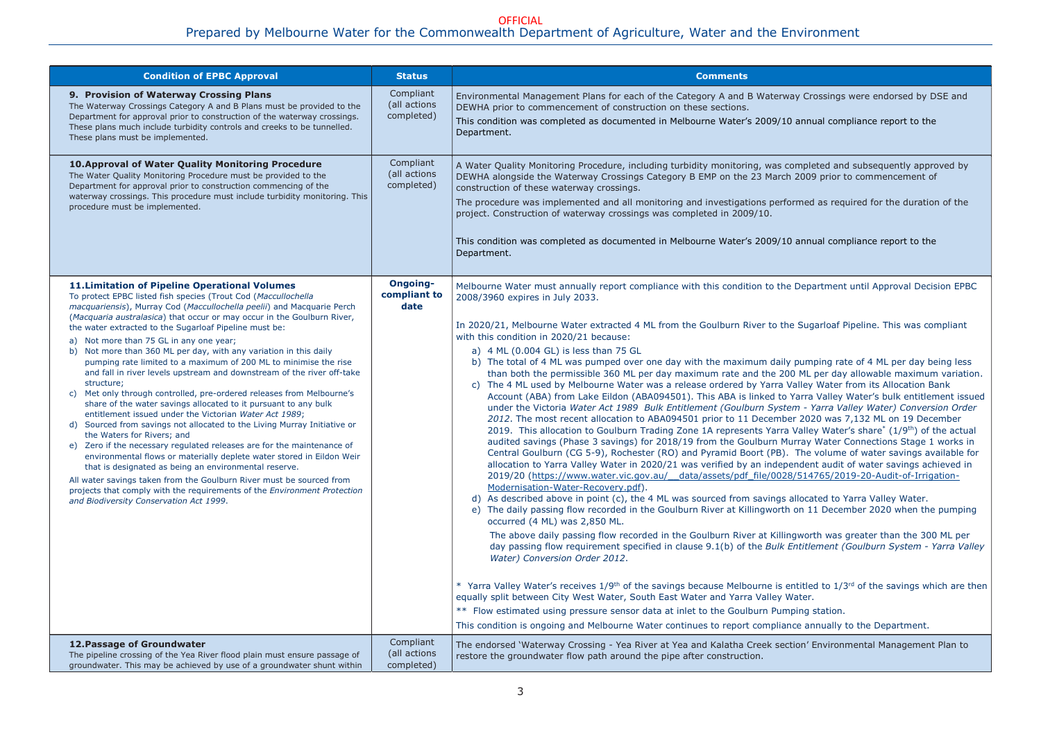| Condition of EPBC Approval | Status | Comments |
|---|---|---|
| **9. Provision of Waterway Crossing Plans**<br>The Waterway Crossings Category A and B Plans must be provided to the Department for approval prior to construction of the waterway crossings. These plans much include turbidity controls and creeks to be tunnelled. These plans must be implemented. | Compliant (all actions completed) | Environmental Management Plans for each of the Category A and B Waterway Crossings were endorsed by DSE and DEWHA prior to commencement of construction on these sections.<br>This condition was completed as documented in Melbourne Water's 2009/10 annual compliance report to the Department. |
| **10. Approval of Water Quality Monitoring Procedure**<br>The Water Quality Monitoring Procedure must be provided to the Department for approval prior to construction commencing of the waterway crossings. This procedure must include turbidity monitoring. This procedure must be implemented. | Compliant (all actions completed) | A Water Quality Monitoring Procedure, including turbidity monitoring, was completed and subsequently approved by DEWHA alongside the Waterway Crossings Category B EMP on the 23 March 2009 prior to commencement of construction of these waterway crossings.<br>The procedure was implemented and all monitoring and investigations performed as required for the duration of the project. Construction of waterway crossings was completed in 2009/10.<br>This condition was completed as documented in Melbourne Water's 2009/10 annual compliance report to the Department. |
| **11. Limitation of Pipeline Operational Volumes**<br>To protect EPBC listed fish species (Trout Cod (*Maccullochella macquariensis*), Murray Cod (*Maccullochella peelii*) and Macquarie Perch (*Macquaria australasica*) that occur or may occur in the Goulburn River, the water extracted to the Sugarloaf Pipeline must be:<br>a) Not more than 75 GL in any one year;<br>b) Not more than 360 ML per day, with any variation in this daily pumping rate limited to a maximum of 200 ML to minimise the rise and fall in river levels upstream and downstream of the river off-take structure;<br>c) Met only through controlled, pre-ordered releases from Melbourne's share of the water savings allocated to it pursuant to any bulk entitlement issued under the Victorian *Water Act 1989*;<br>d) Sourced from savings not allocated to the Living Murray Initiative or the Waters for Rivers; and<br>e) Zero if the necessary regulated releases are for the maintenance of environmental flows or materially deplete water stored in Eildon Weir that is designated as being an environmental reserve.<br>All water savings taken from the Goulburn River must be sourced from projects that comply with the requirements of the *Environment Protection and Biodiversity Conservation Act 1999*. | **Ongoing-compliant to date** | Melbourne Water must annually report compliance with this condition to the Department until Approval Decision EPBC 2008/3960 expires in July 2033.<br>In 2020/21, Melbourne Water extracted 4 ML from the Goulburn River to the Sugarloaf Pipeline. This was compliant with this condition in 2020/21 because:<br>a) 4 ML (0.004 GL) is less than 75 GL<br>b) The total of 4 ML was pumped over one day with the maximum daily pumping rate of 4 ML per day being less than both the permissible 360 ML per day maximum rate and the 200 ML per day allowable maximum variation.<br>c) The 4 ML used by Melbourne Water was a release ordered by Yarra Valley Water from its Allocation Bank Account (ABA) from Lake Eildon (ABA094501). This ABA is linked to Yarra Valley Water's bulk entitlement issued under the Victoria *Water Act 1989 Bulk Entitlement (Goulburn System - Yarra Valley Water) Conversion Order 2012*. The most recent allocation to ABA094501 prior to 11 December 2020 was 7,132 ML on 19 December 2019. This allocation to Goulburn Trading Zone 1A represents Yarra Valley Water's share* (1/9th) of the actual audited savings (Phase 3 savings) for 2018/19 from the Goulburn Murray Water Connections Stage 1 works in Central Goulburn (CG 5-9), Rochester (RO) and Pyramid Boort (PB). The volume of water savings available for allocation to Yarra Valley Water in 2020/21 was verified by an independent audit of water savings achieved in 2019/20 (https://www.water.vic.gov.au/__data/assets/pdf_file/0028/514765/2019-20-Audit-of-Irrigation-Modernisation-Water-Recovery.pdf).<br>d) As described above in point (c), the 4 ML was sourced from savings allocated to Yarra Valley Water.<br>e) The daily passing flow recorded in the Goulburn River at Killingworth on 11 December 2020 when the pumping occurred (4 ML) was 2,850 ML.<br>The above daily passing flow recorded in the Goulburn River at Killingworth was greater than the 300 ML per day passing flow requirement specified in clause 9.1(b) of the *Bulk Entitlement (Goulburn System - Yarra Valley Water) Conversion Order 2012*.<br>* Yarra Valley Water's receives 1/9th of the savings because Melbourne is entitled to 1/3rd of the savings which are then equally split between City West Water, South East Water and Yarra Valley Water.<br>** Flow estimated using pressure sensor data at inlet to the Goulburn Pumping station.<br>This condition is ongoing and Melbourne Water continues to report compliance annually to the Department. |
| **12. Passage of Groundwater**<br>The pipeline crossing of the Yea River flood plain must ensure passage of groundwater. This may be achieved by use of a groundwater shunt within | Compliant (all actions completed) | The endorsed 'Waterway Crossing - Yea River at Yea and Kalatha Creek section' Environmental Management Plan to restore the groundwater flow path around the pipe after construction. |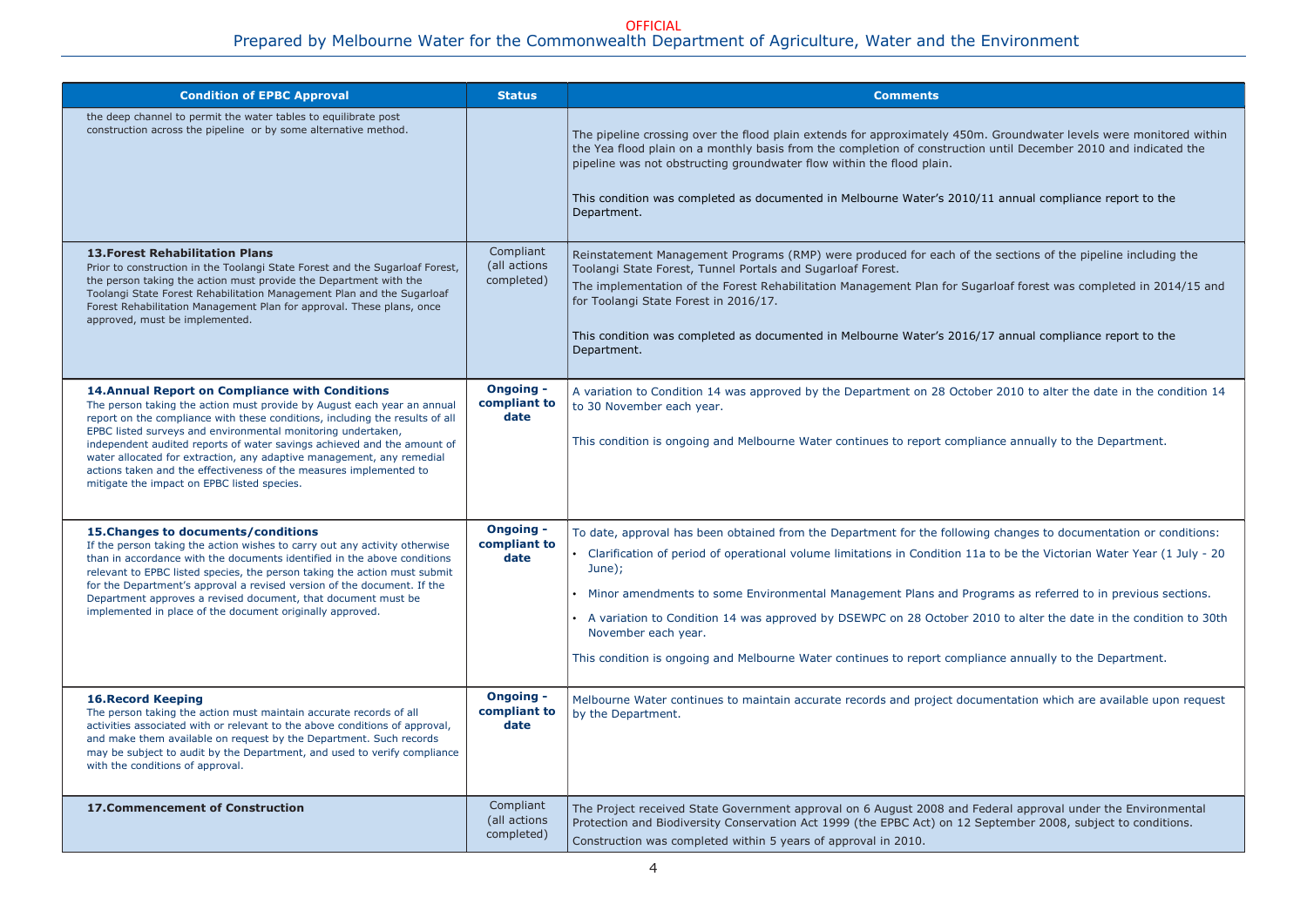| Condition of EPBC Approval | Status | Comments |
|---|---|---|
| the deep channel to permit the water tables to equilibrate post construction across the pipeline or by some alternative method. | | The pipeline crossing over the flood plain extends for approximately 450m. Groundwater levels were monitored within the Yea flood plain on a monthly basis from the completion of construction until December 2010 and indicated the pipeline was not obstructing groundwater flow within the flood plain.<br><br>This condition was completed as documented in Melbourne Water's 2010/11 annual compliance report to the Department. |
| **13.Forest Rehabilitation Plans**<br>Prior to construction in the Toolangi State Forest and the Sugarloaf Forest, the person taking the action must provide the Department with the Toolangi State Forest Rehabilitation Management Plan and the Sugarloaf Forest Rehabilitation Management Plan for approval. These plans, once approved, must be implemented. | Compliant (all actions completed) | Reinstatement Management Programs (RMP) were produced for each of the sections of the pipeline including the Toolangi State Forest, Tunnel Portals and Sugarloaf Forest.<br>The implementation of the Forest Rehabilitation Management Plan for Sugarloaf forest was completed in 2014/15 and for Toolangi State Forest in 2016/17.<br><br>This condition was completed as documented in Melbourne Water's 2016/17 annual compliance report to the Department. |
| **14.Annual Report on Compliance with Conditions**<br>The person taking the action must provide by August each year an annual report on the compliance with these conditions, including the results of all EPBC listed surveys and environmental monitoring undertaken, independent audited reports of water savings achieved and the amount of water allocated for extraction, any adaptive management, any remedial actions taken and the effectiveness of the measures implemented to mitigate the impact on EPBC listed species. | **Ongoing - compliant to date** | A variation to Condition 14 was approved by the Department on 28 October 2010 to alter the date in the condition 14 to 30 November each year.<br><br>This condition is ongoing and Melbourne Water continues to report compliance annually to the Department. |
| **15.Changes to documents/conditions**<br>If the person taking the action wishes to carry out any activity otherwise than in accordance with the documents identified in the above conditions relevant to EPBC listed species, the person taking the action must submit for the Department's approval a revised version of the document. If the Department approves a revised document, that document must be implemented in place of the document originally approved. | **Ongoing - compliant to date** | To date, approval has been obtained from the Department for the following changes to documentation or conditions:<br>• Clarification of period of operational volume limitations in Condition 11a to be the Victorian Water Year (1 July - 20 June);<br>• Minor amendments to some Environmental Management Plans and Programs as referred to in previous sections.<br>• A variation to Condition 14 was approved by DSEWPC on 28 October 2010 to alter the date in the condition to 30th November each year.<br><br>This condition is ongoing and Melbourne Water continues to report compliance annually to the Department. |
| **16.Record Keeping**<br>The person taking the action must maintain accurate records of all activities associated with or relevant to the above conditions of approval, and make them available on request by the Department. Such records may be subject to audit by the Department, and used to verify compliance with the conditions of approval. | **Ongoing - compliant to date** | Melbourne Water continues to maintain accurate records and project documentation which are available upon request by the Department. |
| **17.Commencement of Construction** | Compliant (all actions completed) | The Project received State Government approval on 6 August 2008 and Federal approval under the Environmental Protection and Biodiversity Conservation Act 1999 (the EPBC Act) on 12 September 2008, subject to conditions.<br>Construction was completed within 5 years of approval in 2010. |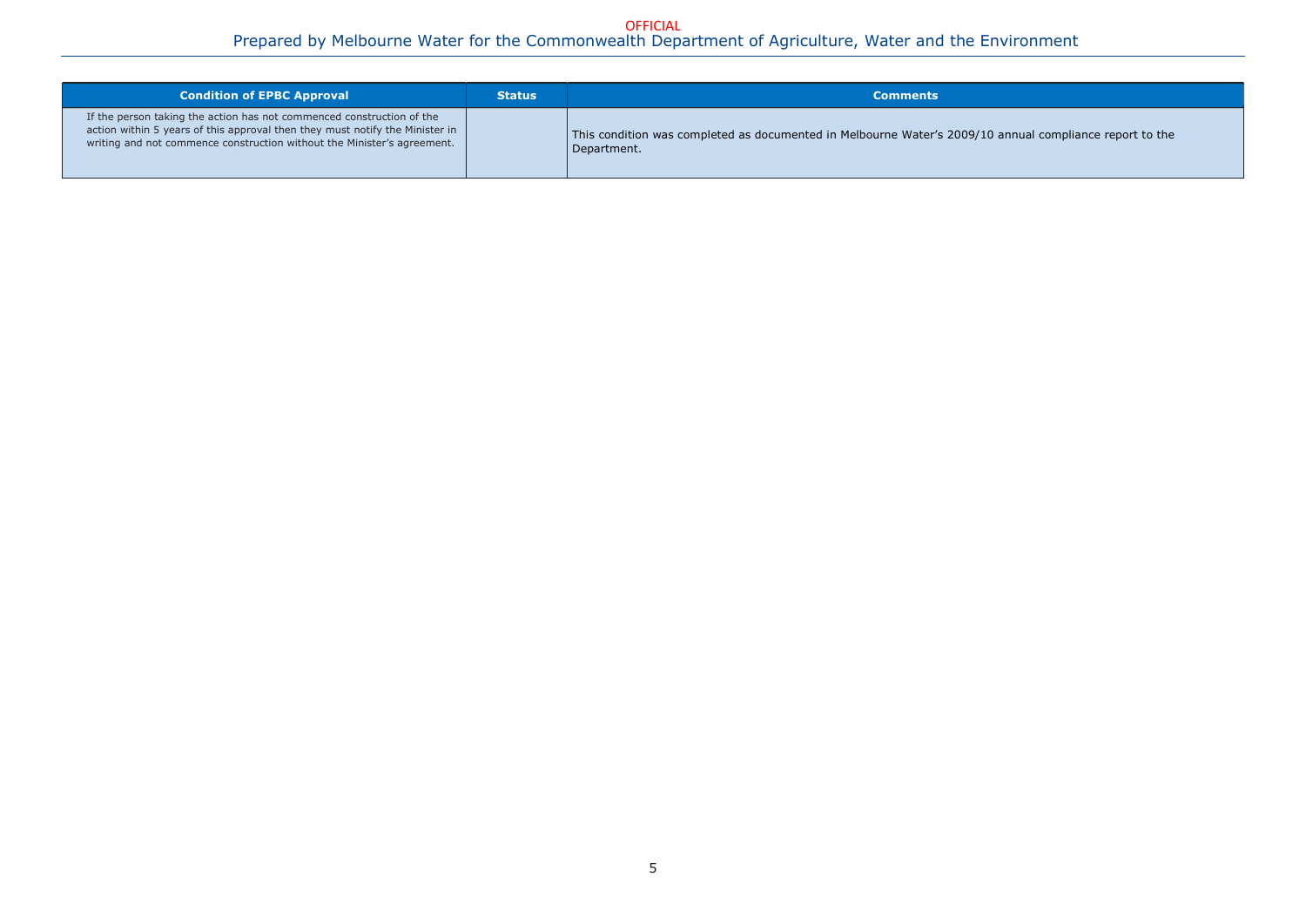| Condition of EPBC Approval | Status | Comments |
| --- | --- | --- |
| If the person taking the action has not commenced construction of the action within 5 years of this approval then they must notify the Minister in writing and not commence construction without the Minister's agreement. | | This condition was completed as documented in Melbourne Water's 2009/10 annual compliance report to the Department. |